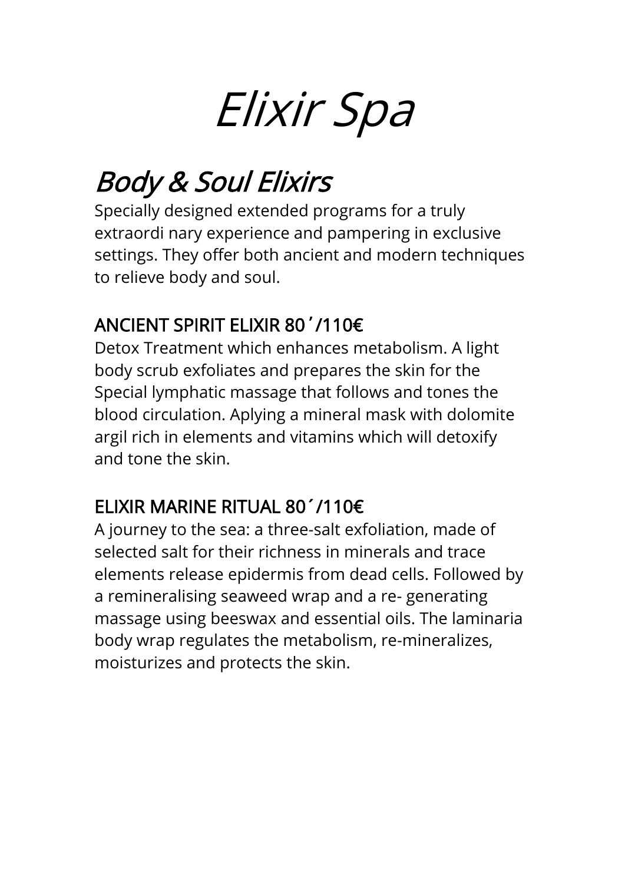# *Elixir Spa*

## *Body & Soul Elixirs*

Specially designed extended programs for a truly extraordi nary experience and pampering in exclusive settings. They offer both ancient and modern techniques to relieve body and soul.

### ANCIENT SPIRIT ELIXIR 80΄/110€

Detox Treatment which enhances metabolism. A light body scrub exfoliates and prepares the skin for the Special lymphatic massage that follows and tones the blood circulation. Aplying a mineral mask with dolomite argil rich in elements and vitamins which will detoxify and tone the skin.

### ELIXIR MARINE RITUAL 80΄/110€

A journey to the sea: a three-salt exfoliation, made of selected salt for their richness in minerals and trace elements release epidermis from dead cells. Followed by a remineralising seaweed wrap and a re- generating massage using beeswax and essential oils. The laminaria body wrap regulates the metabolism, re-mineralizes, moisturizes and protects the skin.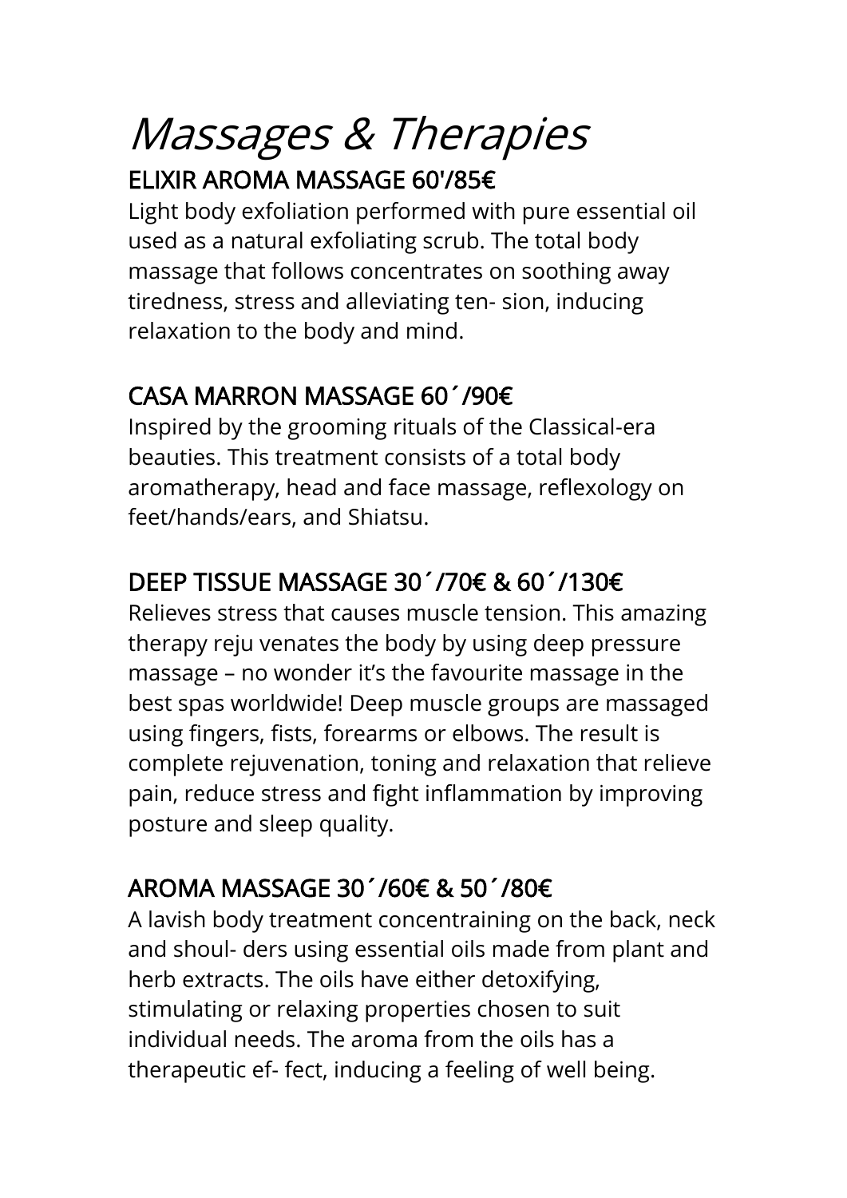# *Massages & Therapies*

## ELIXIR AROMA MASSAGE 60'/85€

Light body exfoliation performed with pure essential oil used as a natural exfoliating scrub. The total body massage that follows concentrates on soothing away tiredness, stress and alleviating ten- sion, inducing relaxation to the body and mind.

## CASA MARRON MASSAGE 60´/90€

Inspired by the grooming rituals of the Classical-era beauties. This treatment consists of a total body aromatherapy, head and face massage, reflexology on feet/hands/ears, and Shiatsu.

## DEEP TISSUE MASSAGE 30´/70€ & 60´/130€

Relieves stress that causes muscle tension. This amazing therapy reju venates the body by using deep pressure massage – no wonder it's the favourite massage in the best spas worldwide! Deep muscle groups are massaged using fingers, fists, forearms or elbows. The result is complete rejuvenation, toning and relaxation that relieve pain, reduce stress and fight inflammation by improving posture and sleep quality.

## AROMA MASSAGE 30´/60€ & 50´/80€

A lavish body treatment concentraining on the back, neck and shoul- ders using essential oils made from plant and herb extracts. The oils have either detoxifying, stimulating or relaxing properties chosen to suit individual needs. The aroma from the oils has a therapeutic ef- fect, inducing a feeling of well being.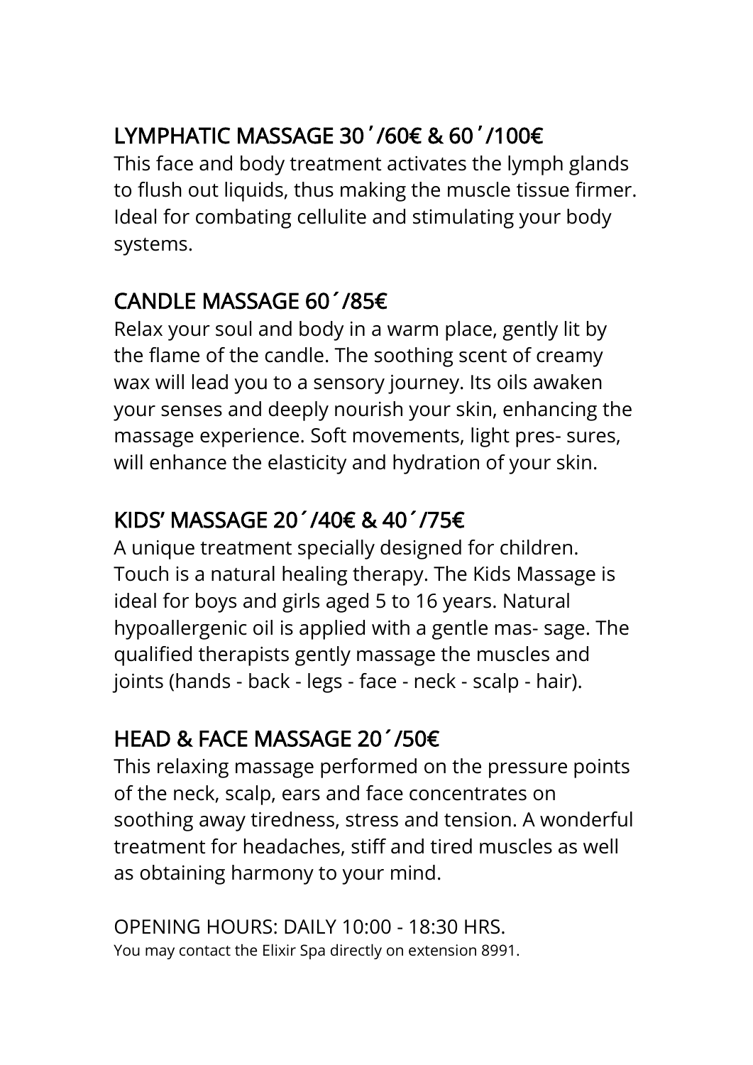## LYMPHATIC MASSAGE 30΄/60€ & 60΄/100€

This face and body treatment activates the lymph glands to flush out liquids, thus making the muscle tissue firmer. Ideal for combating cellulite and stimulating your body systems.

## CANDLE MASSAGE 60´/85€

Relax your soul and body in a warm place, gently lit by the flame of the candle. The soothing scent of creamy wax will lead you to a sensory journey. Its oils awaken your senses and deeply nourish your skin, enhancing the massage experience. Soft movements, light pres- sures, will enhance the elasticity and hydration of your skin.

## KIDS' MASSAGE 20´/40€ & 40´/75€

A unique treatment specially designed for children. Touch is a natural healing therapy. The Kids Massage is ideal for boys and girls aged 5 to 16 years. Natural hypoallergenic oil is applied with a gentle mas- sage. The qualified therapists gently massage the muscles and joints (hands - back - legs - face - neck - scalp - hair).

## HEAD & FACE MASSAGE 20´/50€

This relaxing massage performed on the pressure points of the neck, scalp, ears and face concentrates on soothing away tiredness, stress and tension. A wonderful treatment for headaches, stiff and tired muscles as well as obtaining harmony to your mind.

OPENING HOURS: DAILY 10:00 - 18:30 HRS.

You may contact the Elixir Spa directly on extension 8991.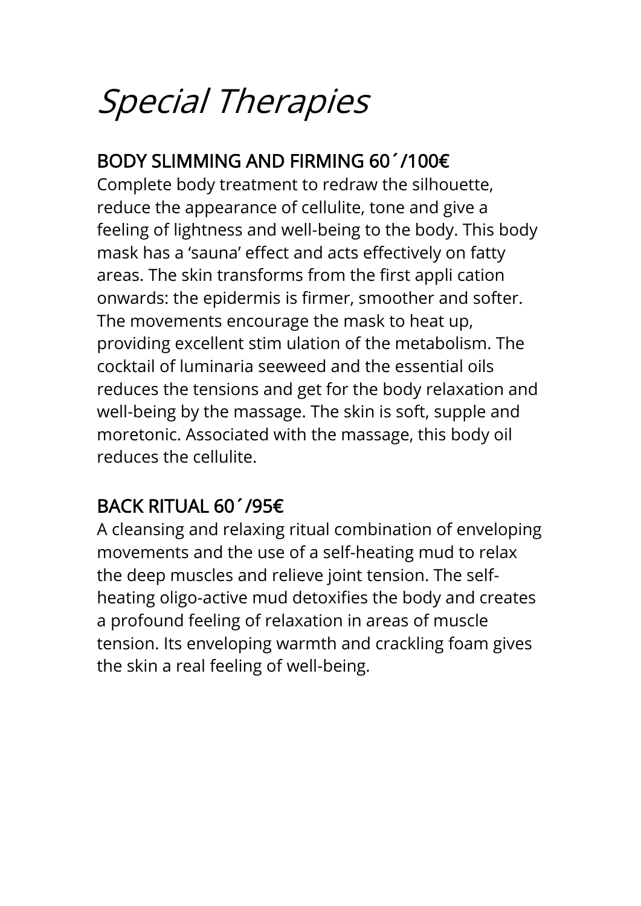# *Special Therapies*

## BODY SLIMMING AND FIRMING 60´/100€

Complete body treatment to redraw the silhouette, reduce the appearance of cellulite, tone and give a feeling of lightness and well-being to the body. This body mask has a 'sauna' effect and acts effectively on fatty areas. The skin transforms from the first appli cation onwards: the epidermis is firmer, smoother and softer. The movements encourage the mask to heat up, providing excellent stim ulation of the metabolism. The cocktail of luminaria seeweed and the essential oils reduces the tensions and get for the body relaxation and well-being by the massage. The skin is soft, supple and moretonic. Associated with the massage, this body oil reduces the cellulite.

## BACK RITUAL 60´/95€

A cleansing and relaxing ritual combination of enveloping movements and the use of a self-heating mud to relax the deep muscles and relieve joint tension. The self-heating oligo-active mud detoxifies the body and creates a profound feeling of relaxation in areas of muscle tension. Its enveloping warmth and crackling foam gives the skin a real feeling of well-being.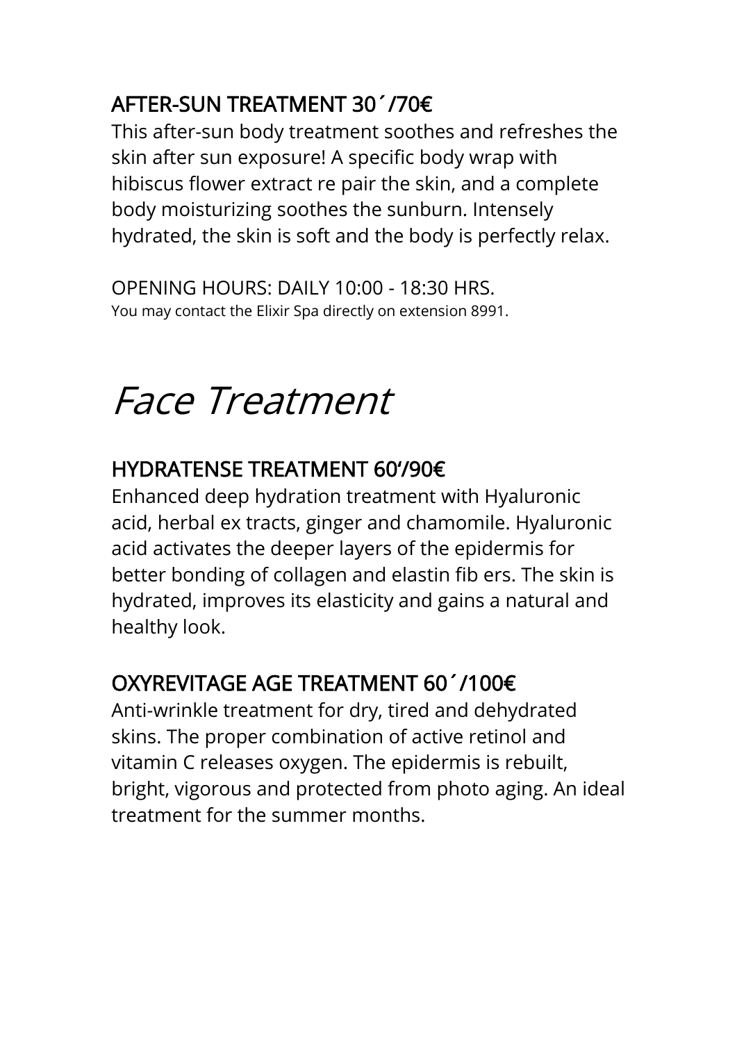### AFTER-SUN TREATMENT 30´/70€

This after-sun body treatment soothes and refreshes the skin after sun exposure! A specific body wrap with hibiscus flower extract re pair the skin, and a complete body moisturizing soothes the sunburn. Intensely hydrated, the skin is soft and the body is perfectly relax.

OPENING HOURS: DAILY 10:00 - 18:30 HRS.
You may contact the Elixir Spa directly on extension 8991.

# *Face Treatment*

### HYDRATENSE TREATMENT 60'/90€

Enhanced deep hydration treatment with Hyaluronic acid, herbal ex tracts, ginger and chamomile. Hyaluronic acid activates the deeper layers of the epidermis for better bonding of collagen and elastin fib ers. The skin is hydrated, improves its elasticity and gains a natural and healthy look.

### OXYREVITAGE AGE TREATMENT 60´/100€

Anti-wrinkle treatment for dry, tired and dehydrated skins. The proper combination of active retinol and vitamin C releases oxygen. The epidermis is rebuilt, bright, vigorous and protected from photo aging. An ideal treatment for the summer months.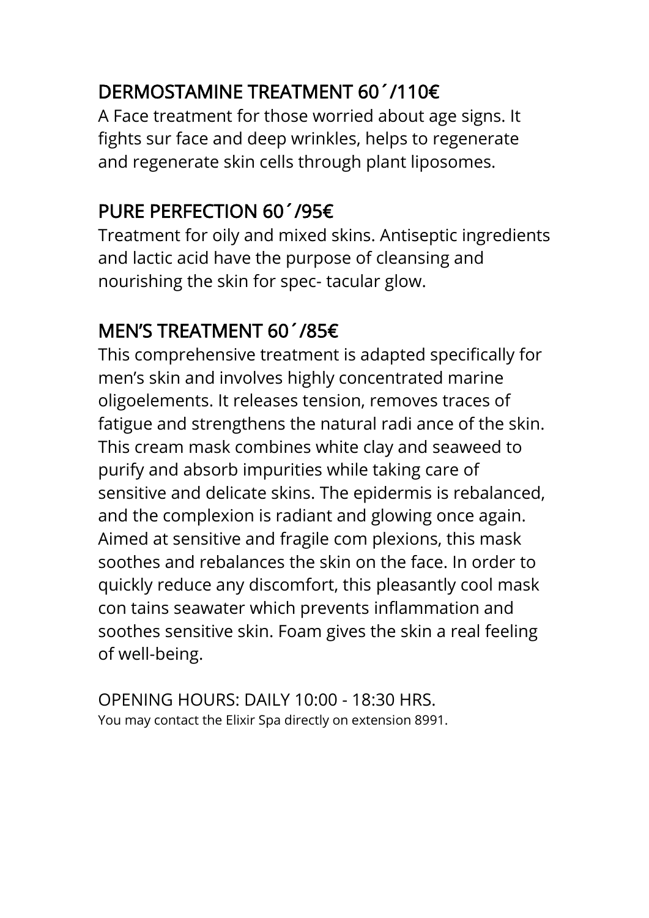## DERMOSTAMINE TREATMENT 60´/110€

A Face treatment for those worried about age signs. It fights sur face and deep wrinkles, helps to regenerate and regenerate skin cells through plant liposomes.

## PURE PERFECTION 60´/95€

Treatment for oily and mixed skins. Antiseptic ingredients and lactic acid have the purpose of cleansing and nourishing the skin for spec- tacular glow.

## MEN'S TREATMENT 60´/85€

This comprehensive treatment is adapted specifically for men's skin and involves highly concentrated marine oligoelements. It releases tension, removes traces of fatigue and strengthens the natural radi ance of the skin. This cream mask combines white clay and seaweed to purify and absorb impurities while taking care of sensitive and delicate skins. The epidermis is rebalanced, and the complexion is radiant and glowing once again. Aimed at sensitive and fragile com plexions, this mask soothes and rebalances the skin on the face. In order to quickly reduce any discomfort, this pleasantly cool mask con tains seawater which prevents inflammation and soothes sensitive skin. Foam gives the skin a real feeling of well-being.

OPENING HOURS: DAILY 10:00 - 18:30 HRS.

You may contact the Elixir Spa directly on extension 8991.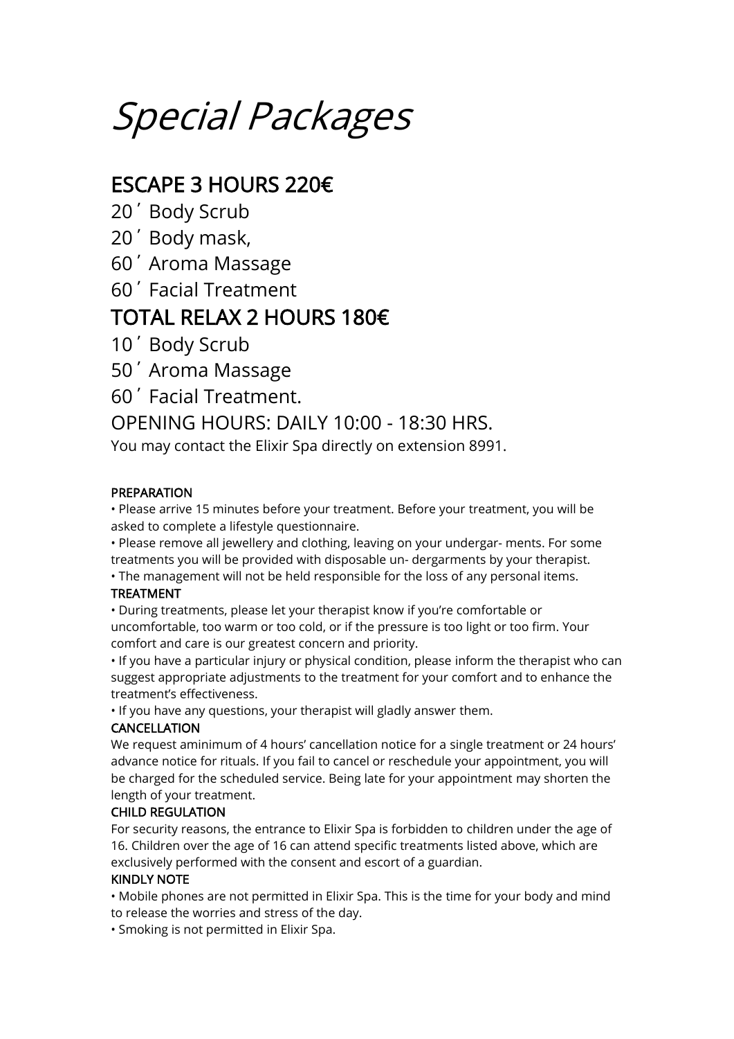# *Special Packages*

## ESCAPE 3 HOURS 220€

20΄ Body Scrub

20΄ Body mask,

60΄ Aroma Massage

60΄ Facial Treatment

## TOTAL RELAX 2 HOURS 180€

10΄ Body Scrub

50΄ Aroma Massage

60΄ Facial Treatment.

OPENING HOURS: DAILY 10:00 - 18:30 HRS.

You may contact the Elixir Spa directly on extension 8991.

#### PREPARATION

• Please arrive 15 minutes before your treatment. Before your treatment, you will be asked to complete a lifestyle questionnaire.

• Please remove all jewellery and clothing, leaving on your undergar- ments. For some treatments you will be provided with disposable un- dergarments by your therapist.

• The management will not be held responsible for the loss of any personal items.

#### TREATMENT

• During treatments, please let your therapist know if you're comfortable or uncomfortable, too warm or too cold, or if the pressure is too light or too firm. Your comfort and care is our greatest concern and priority.

• If you have a particular injury or physical condition, please inform the therapist who can suggest appropriate adjustments to the treatment for your comfort and to enhance the treatment's effectiveness.

• If you have any questions, your therapist will gladly answer them.

#### CANCELLATION

We request aminimum of 4 hours' cancellation notice for a single treatment or 24 hours' advance notice for rituals. If you fail to cancel or reschedule your appointment, you will be charged for the scheduled service. Being late for your appointment may shorten the length of your treatment.

#### CHILD REGULATION

For security reasons, the entrance to Elixir Spa is forbidden to children under the age of 16. Children over the age of 16 can attend specific treatments listed above, which are exclusively performed with the consent and escort of a guardian.

#### KINDLY NOTE

• Mobile phones are not permitted in Elixir Spa. This is the time for your body and mind to release the worries and stress of the day.

• Smoking is not permitted in Elixir Spa.